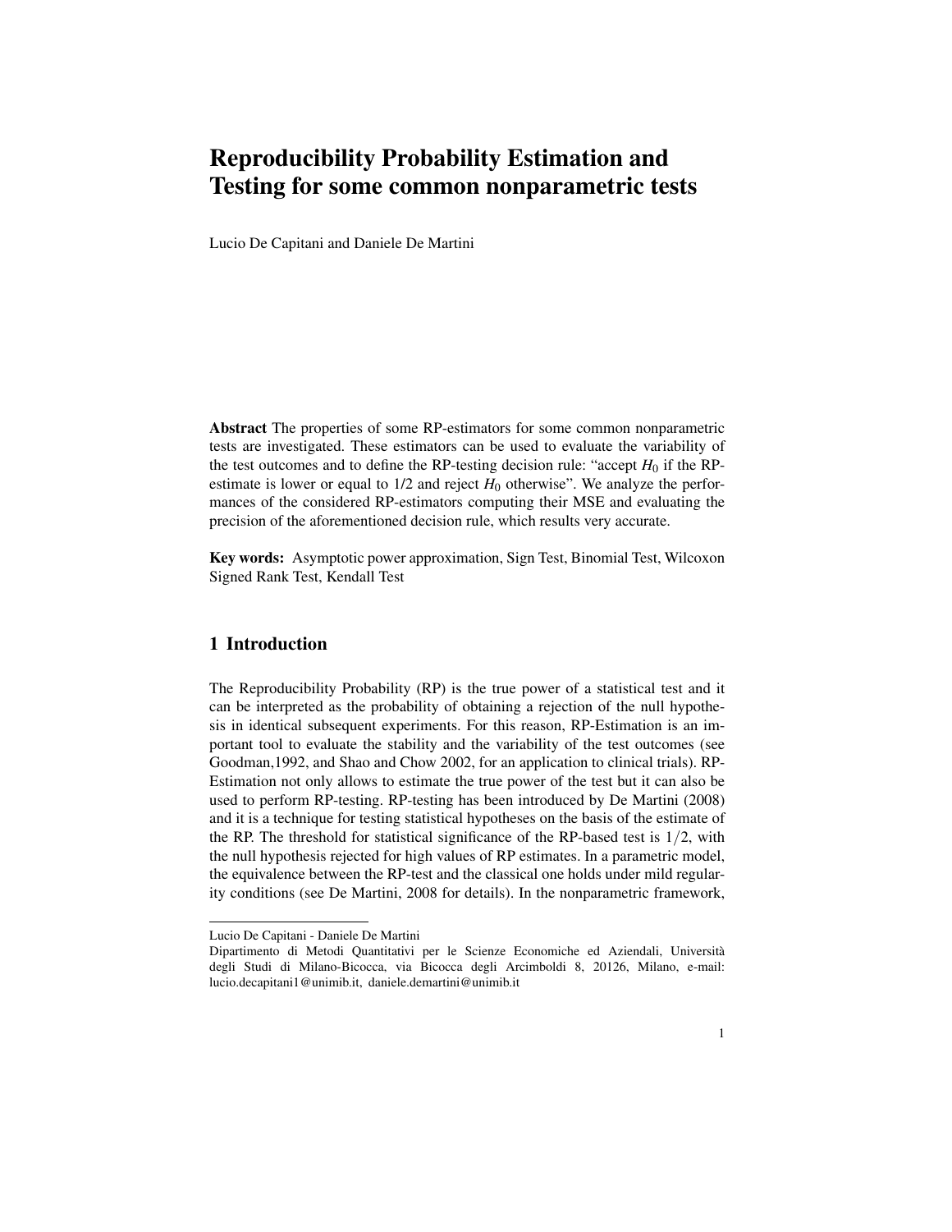# Reproducibility Probability Estimation and Testing for some common nonparametric tests

Lucio De Capitani and Daniele De Martini

**Abstract** The properties of some RP-estimators for some common nonparametric tests are investigated. These estimators can be used to evaluate the variability of the test outcomes and to define the RP-testing decision rule: "accept $H_0$ if the RP-estimate is lower or equal to 1/2 and reject $H_0$ otherwise". We analyze the performances of the considered RP-estimators computing their MSE and evaluating the precision of the aforementioned decision rule, which results very accurate.

**Key words:** Asymptotic power approximation, Sign Test, Binomial Test, Wilcoxon Signed Rank Test, Kendall Test

## 1 Introduction

The Reproducibility Probability (RP) is the true power of a statistical test and it can be interpreted as the probability of obtaining a rejection of the null hypothesis in identical subsequent experiments. For this reason, RP-Estimation is an important tool to evaluate the stability and the variability of the test outcomes (see Goodman,1992, and Shao and Chow 2002, for an application to clinical trials). RP-Estimation not only allows to estimate the true power of the test but it can also be used to perform RP-testing. RP-testing has been introduced by De Martini (2008) and it is a technique for testing statistical hypotheses on the basis of the estimate of the RP. The threshold for statistical significance of the RP-based test is $1/2$, with the null hypothesis rejected for high values of RP estimates. In a parametric model, the equivalence between the RP-test and the classical one holds under mild regularity conditions (see De Martini, 2008 for details). In the nonparametric framework,

---

Lucio De Capitani - Daniele De Martini
Dipartimento di Metodi Quantitativi per le Scienze Economiche ed Aziendali, Università degli Studi di Milano-Bicocca, via Bicocca degli Arcimboldi 8, 20126, Milano, e-mail: lucio.decapitani1@unimib.it, daniele.demartini@unimib.it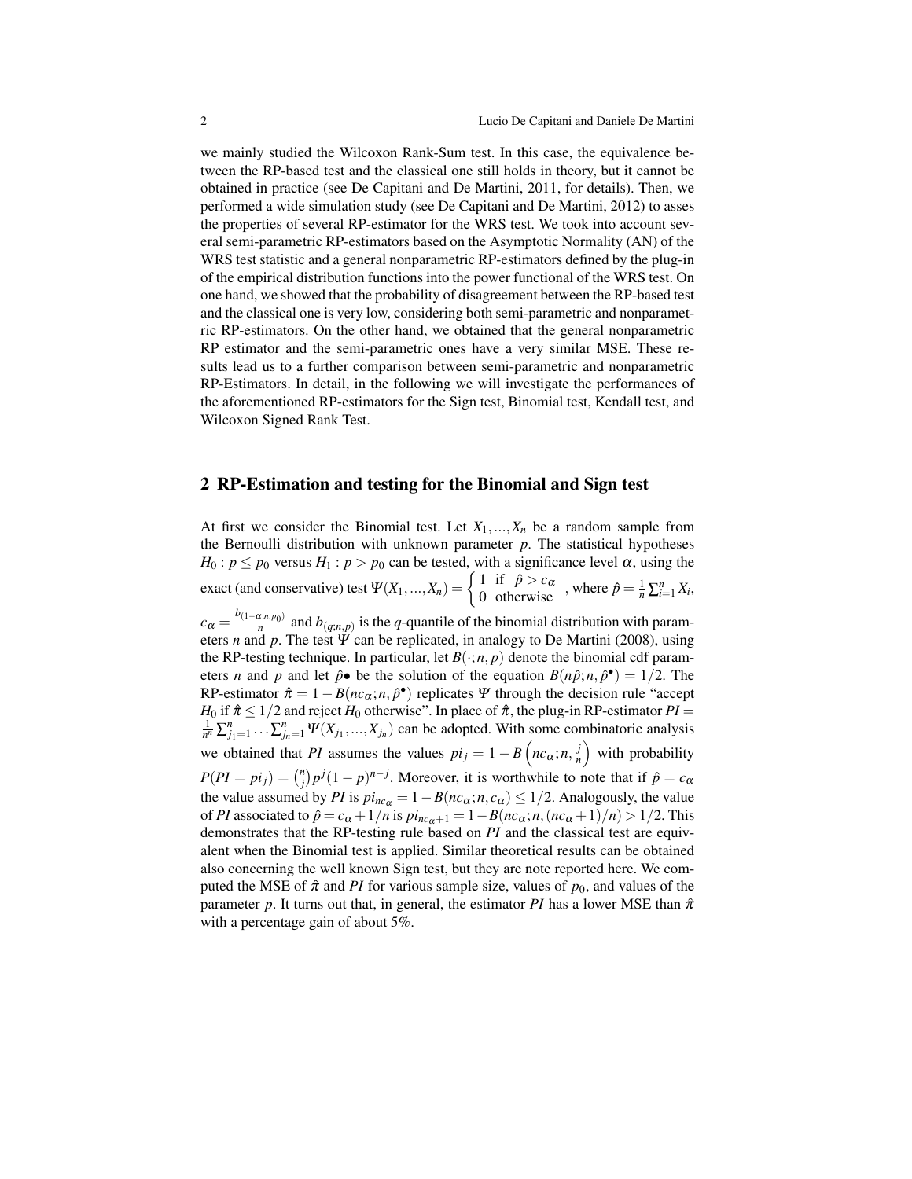we mainly studied the Wilcoxon Rank-Sum test. In this case, the equivalence between the RP-based test and the classical one still holds in theory, but it cannot be obtained in practice (see De Capitani and De Martini, 2011, for details). Then, we performed a wide simulation study (see De Capitani and De Martini, 2012) to asses the properties of several RP-estimator for the WRS test. We took into account several semi-parametric RP-estimators based on the Asymptotic Normality (AN) of the WRS test statistic and a general nonparametric RP-estimators defined by the plug-in of the empirical distribution functions into the power functional of the WRS test. On one hand, we showed that the probability of disagreement between the RP-based test and the classical one is very low, considering both semi-parametric and nonparametric RP-estimators. On the other hand, we obtained that the general nonparametric RP estimator and the semi-parametric ones have a very similar MSE. These results lead us to a further comparison between semi-parametric and nonparametric RP-Estimators. In detail, in the following we will investigate the performances of the aforementioned RP-estimators for the Sign test, Binomial test, Kendall test, and Wilcoxon Signed Rank Test.

## 2 RP-Estimation and testing for the Binomial and Sign test

At first we consider the Binomial test. Let $X_1,...,X_n$ be a random sample from the Bernoulli distribution with unknown parameter $p$. The statistical hypotheses $H_0 : p \leq p_0$ versus $H_1 : p > p_0$ can be tested, with a significance level $\alpha$, using the exact (and conservative) test $\Psi(X_1,...,X_n) = \begin{cases} 1 & \text{if } \hat{p} > c_\alpha \\ 0 & \text{otherwise} \end{cases}$, where $\hat{p} = \frac{1}{n}\sum_{i=1}^{n} X_i$, $c_\alpha = \frac{b_{(1-\alpha;n,p_0)}}{n}$ and $b_{(q;n,p)}$ is the $q$-quantile of the binomial distribution with parameters $n$ and $p$. The test $\Psi$ can be replicated, in analogy to De Martini (2008), using the RP-testing technique. In particular, let $B(\cdot;n,p)$ denote the binomial cdf parameters $n$ and $p$ and let $\hat{p}\bullet$ be the solution of the equation $B(n\hat{p};n,\hat{p}^{\bullet}) = 1/2$. The RP-estimator $\hat{\pi} = 1 - B(nc_\alpha;n,\hat{p}^{\bullet})$ replicates $\Psi$ through the decision rule "accept $H_0$ if $\hat{\pi} \leq 1/2$ and reject $H_0$ otherwise". In place of $\hat{\pi}$, the plug-in RP-estimator $PI = \frac{1}{n^n}\sum_{j_1=1}^{n} \dots \sum_{j_n=1}^{n} \Psi(X_{j_1},...,X_{j_n})$ can be adopted. With some combinatoric analysis we obtained that $PI$ assumes the values $pi_j = 1 - B\left(nc_\alpha;n,\frac{j}{n}\right)$ with probability $P(PI = pi_j) = \binom{n}{j} p^j (1-p)^{n-j}$. Moreover, it is worthwhile to note that if $\hat{p} = c_\alpha$ the value assumed by $PI$ is $pi_{nc_\alpha} = 1 - B(nc_\alpha;n,c_\alpha) \leq 1/2$. Analogously, the value of $PI$ associated to $\hat{p} = c_\alpha + 1/n$ is $pi_{nc_\alpha+1} = 1 - B(nc_\alpha;n,(nc_\alpha+1)/n) > 1/2$. This demonstrates that the RP-testing rule based on $PI$ and the classical test are equivalent when the Binomial test is applied. Similar theoretical results can be obtained also concerning the well known Sign test, but they are note reported here. We computed the MSE of $\hat{\pi}$ and $PI$ for various sample size, values of $p_0$, and values of the parameter $p$. It turns out that, in general, the estimator $PI$ has a lower MSE than $\hat{\pi}$ with a percentage gain of about 5%.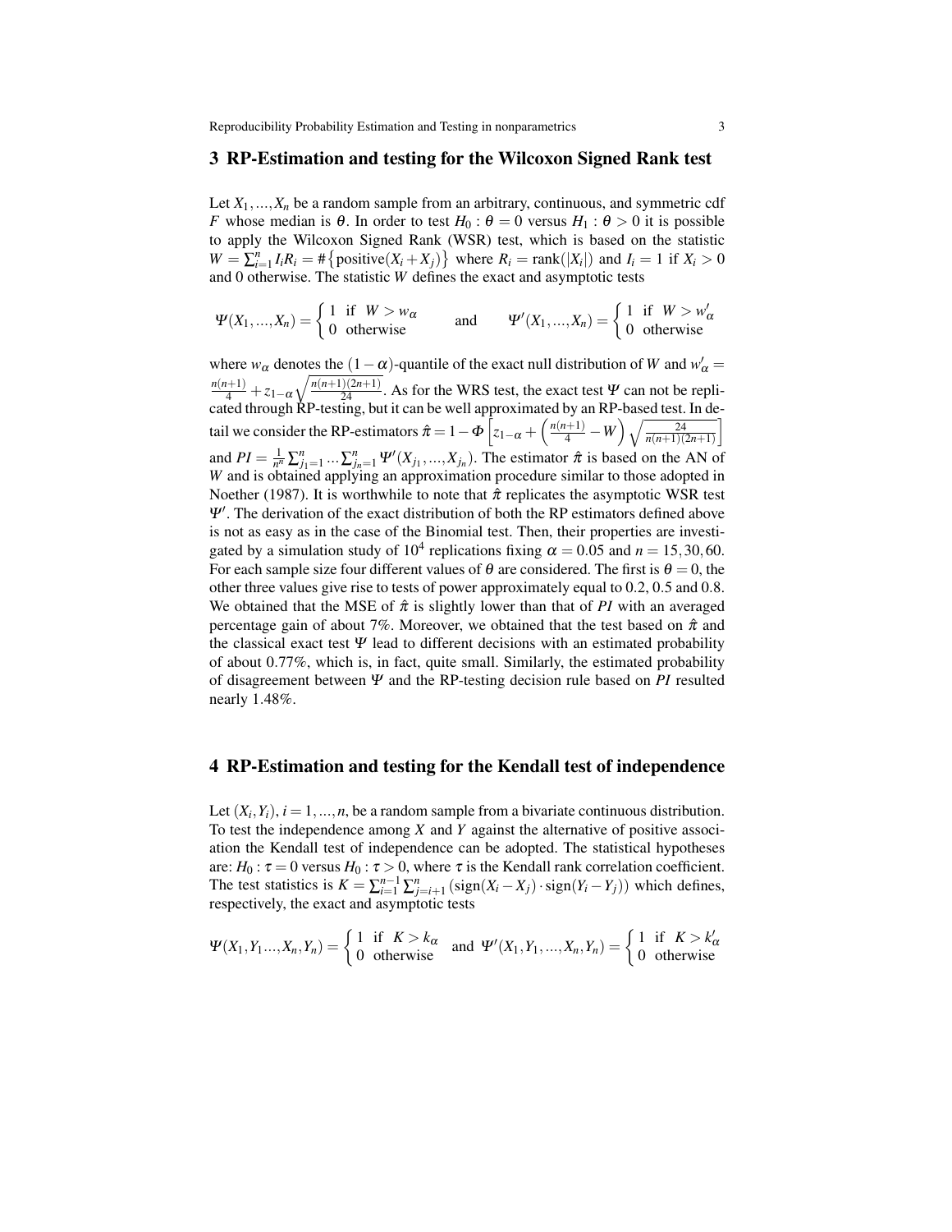## 3 RP-Estimation and testing for the Wilcoxon Signed Rank test

Let $X_1,...,X_n$ be a random sample from an arbitrary, continuous, and symmetric cdf $F$ whose median is $\theta$. In order to test $H_0 : \theta = 0$ versus $H_1 : \theta > 0$ it is possible to apply the Wilcoxon Signed Rank (WSR) test, which is based on the statistic $W = \sum_{i=1}^{n} I_i R_i = \#\{\text{positive}(X_i + X_j)\}$ where $R_i = \text{rank}(|X_i|)$ and $I_i = 1$ if $X_i > 0$ and 0 otherwise. The statistic $W$ defines the exact and asymptotic tests

$$\Psi(X_1,...,X_n) = \begin{cases} 1 & \text{if } W > w_\alpha \\ 0 & \text{otherwise} \end{cases} \qquad \text{and} \qquad \Psi'(X_1,...,X_n) = \begin{cases} 1 & \text{if } W > w'_\alpha \\ 0 & \text{otherwise} \end{cases}$$

where $w_\alpha$ denotes the $(1-\alpha)$-quantile of the exact null distribution of $W$ and $w'_\alpha = \frac{n(n+1)}{4} + z_{1-\alpha}\sqrt{\frac{n(n+1)(2n+1)}{24}}$. As for the WRS test, the exact test $\Psi$ can not be replicated through RP-testing, but it can be well approximated by an RP-based test. In detail we consider the RP-estimators $\hat{\pi} = 1 - \Phi\left[z_{1-\alpha} + \left(\frac{n(n+1)}{4} - W\right)\sqrt{\frac{24}{n(n+1)(2n+1)}}\right]$ and $PI = \frac{1}{n^n}\sum_{j_1=1}^{n} \cdots \sum_{j_n=1}^{n} \Psi'(X_{j_1},...,X_{j_n})$. The estimator $\hat{\pi}$ is based on the AN of $W$ and is obtained applying an approximation procedure similar to those adopted in Noether (1987). It is worthwhile to note that $\hat{\pi}$ replicates the asymptotic WSR test $\Psi'$. The derivation of the exact distribution of both the RP estimators defined above is not as easy as in the case of the Binomial test. Then, their properties are investigated by a simulation study of $10^4$ replications fixing $\alpha = 0.05$ and $n = 15, 30, 60$. For each sample size four different values of $\theta$ are considered. The first is $\theta = 0$, the other three values give rise to tests of power approximately equal to 0.2, 0.5 and 0.8. We obtained that the MSE of $\hat{\pi}$ is slightly lower than that of $PI$ with an averaged percentage gain of about 7%. Moreover, we obtained that the test based on $\hat{\pi}$ and the classical exact test $\Psi$ lead to different decisions with an estimated probability of about 0.77%, which is, in fact, quite small. Similarly, the estimated probability of disagreement between $\Psi$ and the RP-testing decision rule based on $PI$ resulted nearly 1.48%.

## 4 RP-Estimation and testing for the Kendall test of independence

Let $(X_i,Y_i)$, $i = 1,...,n$, be a random sample from a bivariate continuous distribution. To test the independence among $X$ and $Y$ against the alternative of positive association the Kendall test of independence can be adopted. The statistical hypotheses are: $H_0 : \tau = 0$ versus $H_0 : \tau > 0$, where $\tau$ is the Kendall rank correlation coefficient. The test statistics is $K = \sum_{i=1}^{n-1}\sum_{j=i+1}^{n}(\text{sign}(X_i - X_j) \cdot \text{sign}(Y_i - Y_j))$ which defines, respectively, the exact and asymptotic tests

$$\Psi(X_1,Y_1...,X_n,Y_n) = \begin{cases} 1 & \text{if } K > k_\alpha \\ 0 & \text{otherwise} \end{cases} \quad \text{and} \quad \Psi'(X_1,Y_1,...,X_n,Y_n) = \begin{cases} 1 & \text{if } K > k'_\alpha \\ 0 & \text{otherwise} \end{cases}$$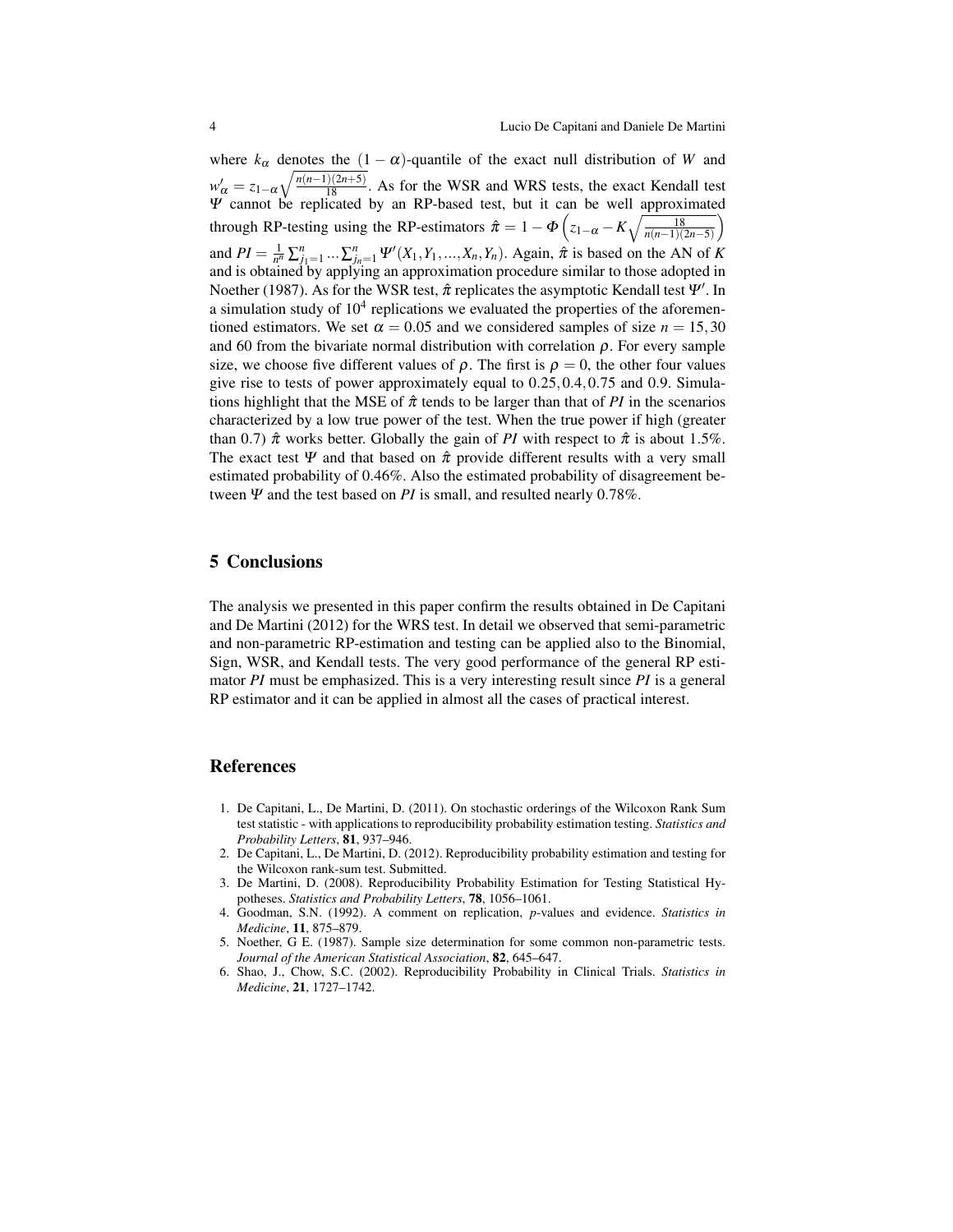where $k_\alpha$ denotes the $(1-\alpha)$-quantile of the exact null distribution of $W$ and $w'_\alpha = z_{1-\alpha}\sqrt{\frac{n(n-1)(2n+5)}{18}}$. As for the WSR and WRS tests, the exact Kendall test $\Psi$ cannot be replicated by an RP-based test, but it can be well approximated through RP-testing using the RP-estimators $\hat{\pi} = 1 - \Phi\left(z_{1-\alpha} - K\sqrt{\frac{18}{n(n-1)(2n-5)}}\right)$ and $PI = \frac{1}{n^n}\sum_{j_1=1}^{n} \dots \sum_{j_n=1}^{n} \Psi'(X_1, Y_1, ..., X_n, Y_n)$. Again, $\hat{\pi}$ is based on the AN of $K$ and is obtained by applying an approximation procedure similar to those adopted in Noether (1987). As for the WSR test, $\hat{\pi}$ replicates the asymptotic Kendall test $\Psi'$. In a simulation study of $10^4$ replications we evaluated the properties of the aforementioned estimators. We set $\alpha = 0.05$ and we considered samples of size $n = 15, 30$ and 60 from the bivariate normal distribution with correlation $\rho$. For every sample size, we choose five different values of $\rho$. The first is $\rho = 0$, the other four values give rise to tests of power approximately equal to $0.25, 0.4, 0.75$ and $0.9$. Simulations highlight that the MSE of $\hat{\pi}$ tends to be larger than that of $PI$ in the scenarios characterized by a low true power of the test. When the true power if high (greater than 0.7) $\hat{\pi}$ works better. Globally the gain of $PI$ with respect to $\hat{\pi}$ is about 1.5%. The exact test $\Psi$ and that based on $\hat{\pi}$ provide different results with a very small estimated probability of 0.46%. Also the estimated probability of disagreement between $\Psi$ and the test based on $PI$ is small, and resulted nearly 0.78%.

## 5 Conclusions

The analysis we presented in this paper confirm the results obtained in De Capitani and De Martini (2012) for the WRS test. In detail we observed that semi-parametric and non-parametric RP-estimation and testing can be applied also to the Binomial, Sign, WSR, and Kendall tests. The very good performance of the general RP estimator $PI$ must be emphasized. This is a very interesting result since $PI$ is a general RP estimator and it can be applied in almost all the cases of practical interest.

## References

1. De Capitani, L., De Martini, D. (2011). On stochastic orderings of the Wilcoxon Rank Sum test statistic - with applications to reproducibility probability estimation testing. *Statistics and Probability Letters*, **81**, 937–946.
2. De Capitani, L., De Martini, D. (2012). Reproducibility probability estimation and testing for the Wilcoxon rank-sum test. Submitted.
3. De Martini, D. (2008). Reproducibility Probability Estimation for Testing Statistical Hypotheses. *Statistics and Probability Letters*, **78**, 1056–1061.
4. Goodman, S.N. (1992). A comment on replication, *p*-values and evidence. *Statistics in Medicine*, **11**, 875–879.
5. Noether, G E. (1987). Sample size determination for some common non-parametric tests. *Journal of the American Statistical Association*, **82**, 645–647.
6. Shao, J., Chow, S.C. (2002). Reproducibility Probability in Clinical Trials. *Statistics in Medicine*, **21**, 1727–1742.